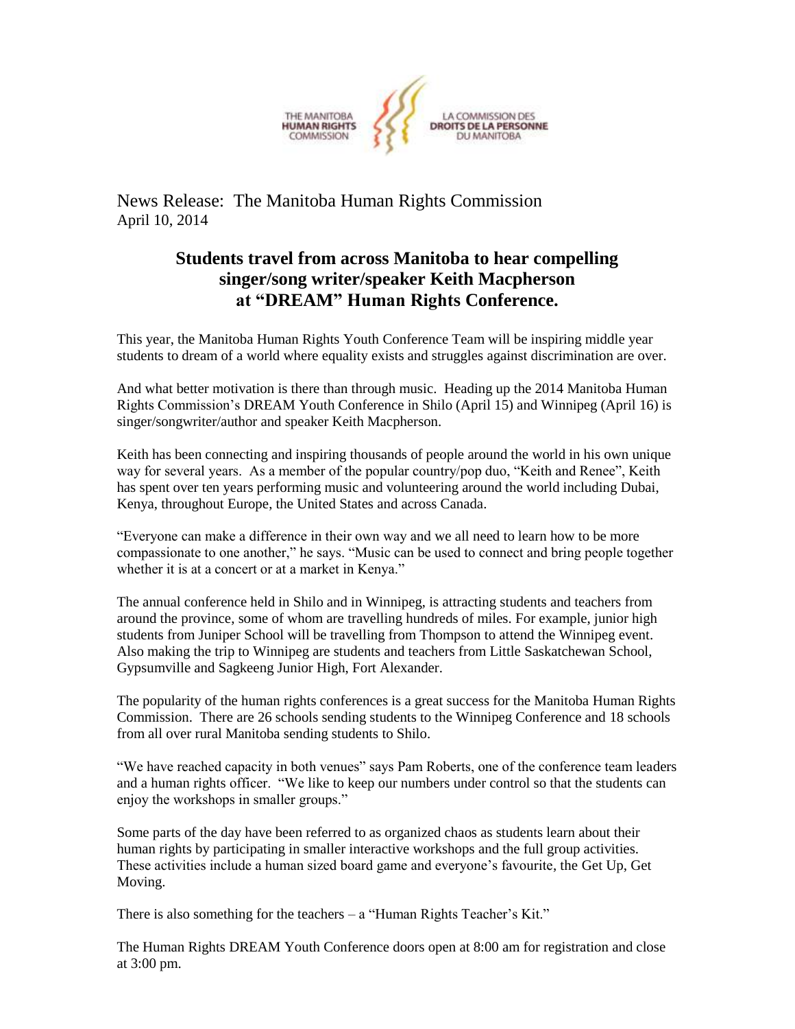THE MANITOBA **HUMAN RIGHTS** COMMISSION

LA COMMISSION DES **DROITS DE LA PERSONNE** DU MANITOBA

News Release: The Manitoba Human Rights Commission
April 10, 2014

# Students travel from across Manitoba to hear compelling singer/song writer/speaker Keith Macpherson at "DREAM" Human Rights Conference.

This year, the Manitoba Human Rights Youth Conference Team will be inspiring middle year students to dream of a world where equality exists and struggles against discrimination are over.

And what better motivation is there than through music. Heading up the 2014 Manitoba Human Rights Commission's DREAM Youth Conference in Shilo (April 15) and Winnipeg (April 16) is singer/songwriter/author and speaker Keith Macpherson.

Keith has been connecting and inspiring thousands of people around the world in his own unique way for several years. As a member of the popular country/pop duo, "Keith and Renee", Keith has spent over ten years performing music and volunteering around the world including Dubai, Kenya, throughout Europe, the United States and across Canada.

"Everyone can make a difference in their own way and we all need to learn how to be more compassionate to one another," he says. "Music can be used to connect and bring people together whether it is at a concert or at a market in Kenya."

The annual conference held in Shilo and in Winnipeg, is attracting students and teachers from around the province, some of whom are travelling hundreds of miles. For example, junior high students from Juniper School will be travelling from Thompson to attend the Winnipeg event. Also making the trip to Winnipeg are students and teachers from Little Saskatchewan School, Gypsumville and Sagkeeng Junior High, Fort Alexander.

The popularity of the human rights conferences is a great success for the Manitoba Human Rights Commission. There are 26 schools sending students to the Winnipeg Conference and 18 schools from all over rural Manitoba sending students to Shilo.

"We have reached capacity in both venues" says Pam Roberts, one of the conference team leaders and a human rights officer. "We like to keep our numbers under control so that the students can enjoy the workshops in smaller groups."

Some parts of the day have been referred to as organized chaos as students learn about their human rights by participating in smaller interactive workshops and the full group activities. These activities include a human sized board game and everyone's favourite, the Get Up, Get Moving.

There is also something for the teachers – a "Human Rights Teacher's Kit."

The Human Rights DREAM Youth Conference doors open at 8:00 am for registration and close at 3:00 pm.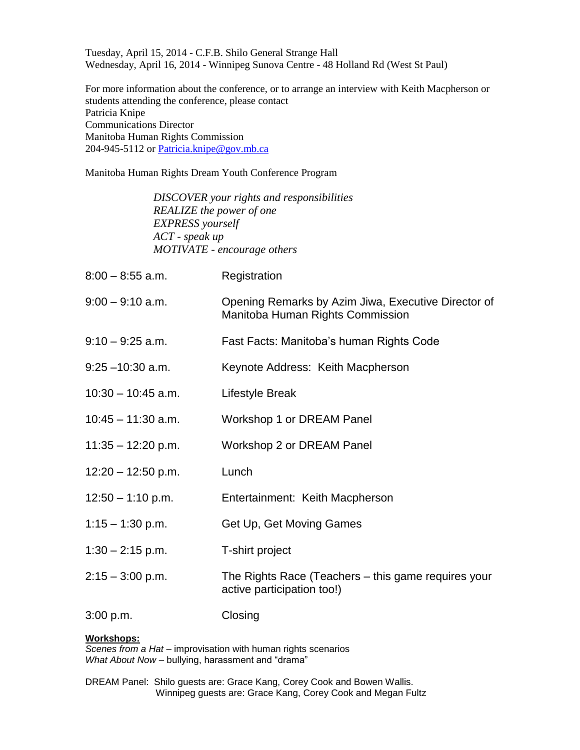Tuesday, April 15, 2014 - C.F.B. Shilo General Strange Hall
Wednesday, April 16, 2014 - Winnipeg Sunova Centre - 48 Holland Rd (West St Paul)

For more information about the conference, or to arrange an interview with Keith Macpherson or students attending the conference, please contact
Patricia Knipe
Communications Director
Manitoba Human Rights Commission
204-945-5112 or [Patricia.knipe@gov.mb.ca](mailto:Patricia.knipe@gov.mb.ca)

Manitoba Human Rights Dream Youth Conference Program

*DISCOVER your rights and responsibilities*
*REALIZE the power of one*
*EXPRESS yourself*
*ACT - speak up*
*MOTIVATE - encourage others*

| | |
|---|---|
| 8:00 – 8:55 a.m. | Registration |
| 9:00 – 9:10 a.m. | Opening Remarks by Azim Jiwa, Executive Director of Manitoba Human Rights Commission |
| 9:10 – 9:25 a.m. | Fast Facts: Manitoba's human Rights Code |
| 9:25 –10:30 a.m. | Keynote Address: Keith Macpherson |
| 10:30 – 10:45 a.m. | Lifestyle Break |
| 10:45 – 11:30 a.m. | Workshop 1 or DREAM Panel |
| 11:35 – 12:20 p.m. | Workshop 2 or DREAM Panel |
| 12:20 – 12:50 p.m. | Lunch |
| 12:50 – 1:10 p.m. | Entertainment: Keith Macpherson |
| 1:15 – 1:30 p.m. | Get Up, Get Moving Games |
| 1:30 – 2:15 p.m. | T-shirt project |
| 2:15 – 3:00 p.m. | The Rights Race (Teachers – this game requires your active participation too!) |
| 3:00 p.m. | Closing |

**Workshops:**
*Scenes from a Hat* – improvisation with human rights scenarios
*What About Now* – bullying, harassment and "drama"

DREAM Panel: Shilo guests are: Grace Kang, Corey Cook and Bowen Wallis.
Winnipeg guests are: Grace Kang, Corey Cook and Megan Fultz